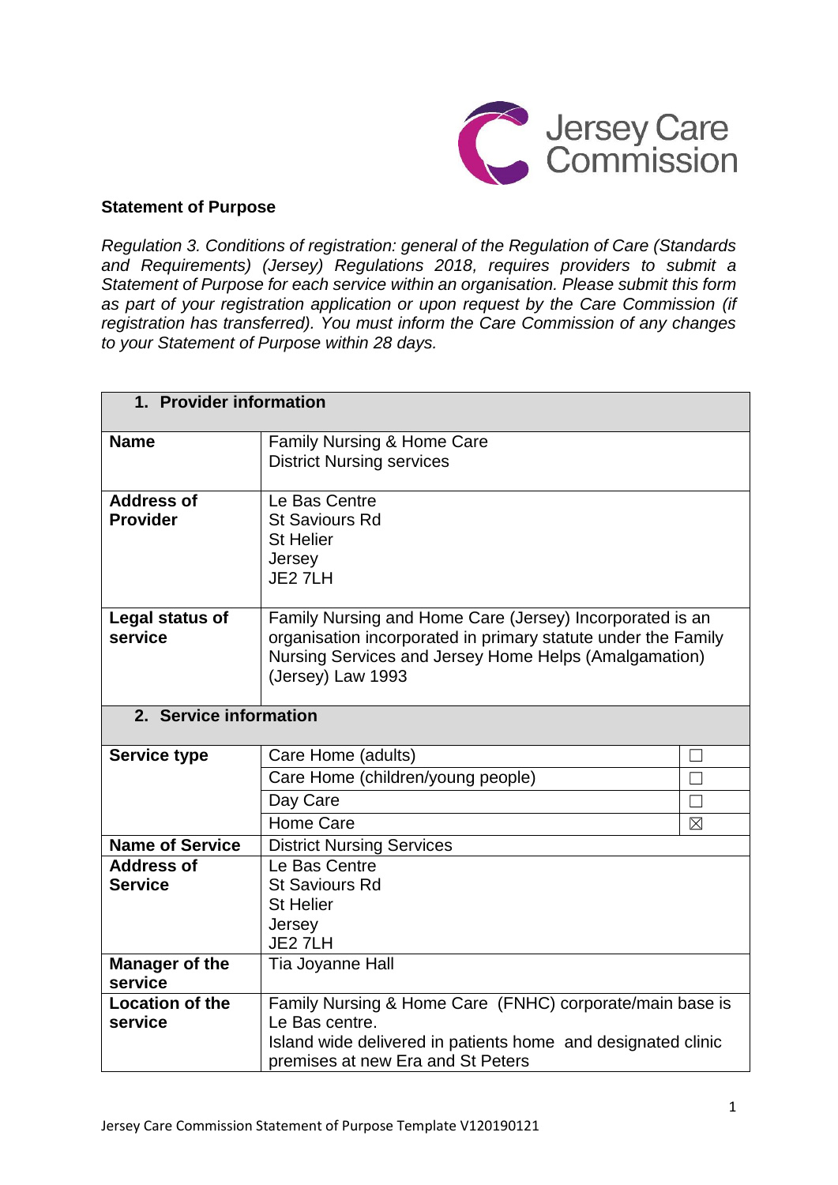Jersey Care Commission

**Statement of Purpose**

*Regulation 3. Conditions of registration: general of the Regulation of Care (Standards and Requirements) (Jersey) Regulations 2018, requires providers to submit a Statement of Purpose for each service within an organisation. Please submit this form as part of your registration application or upon request by the Care Commission (if registration has transferred). You must inform the Care Commission of any changes to your Statement of Purpose within 28 days.*

| **1. Provider information** | | |
|---|---|---|
| **Name** | Family Nursing & Home Care<br>District Nursing services | |
| **Address of Provider** | Le Bas Centre<br>St Saviours Rd<br>St Helier<br>Jersey<br>JE2 7LH | |
| **Legal status of service** | Family Nursing and Home Care (Jersey) Incorporated is an organisation incorporated in primary statute under the Family Nursing Services and Jersey Home Helps (Amalgamation) (Jersey) Law 1993 | |
| **2. Service information** | | |
| **Service type** | Care Home (adults) | ☐ |
| | Care Home (children/young people) | ☐ |
| | Day Care | ☐ |
| | Home Care | ☒ |
| **Name of Service** | District Nursing Services | |
| **Address of Service** | Le Bas Centre<br>St Saviours Rd<br>St Helier<br>Jersey<br>JE2 7LH | |
| **Manager of the service** | Tia Joyanne Hall | |
| **Location of the service** | Family Nursing & Home Care (FNHC) corporate/main base is Le Bas centre.<br>Island wide delivered in patients home and designated clinic premises at new Era and St Peters | |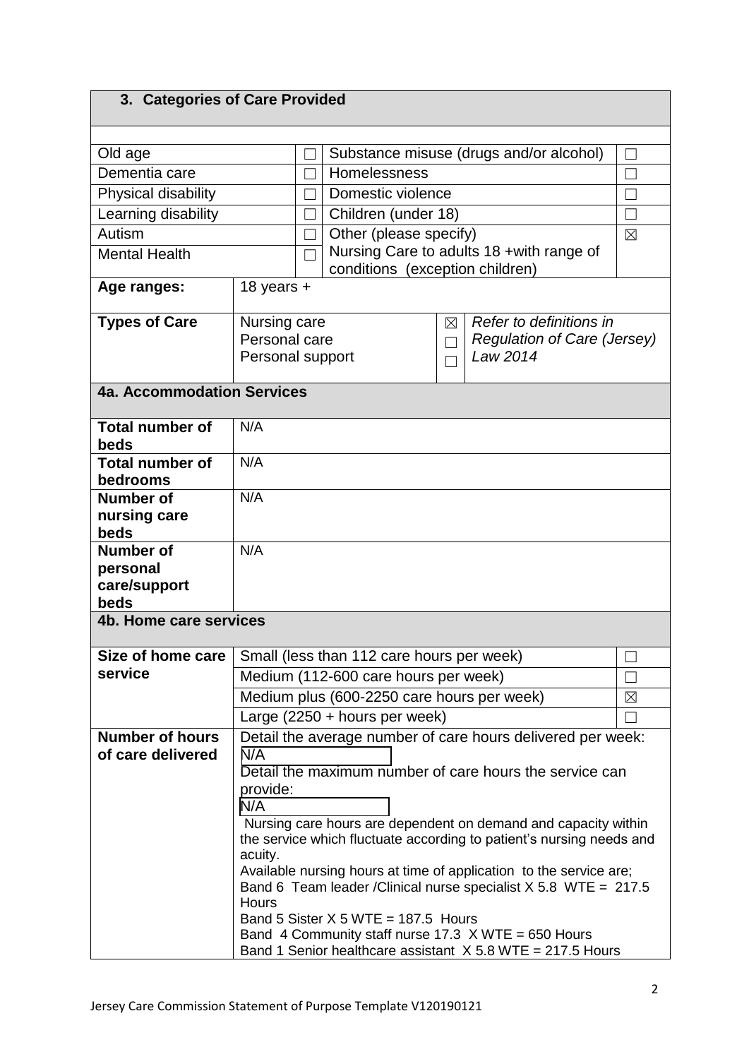## 3. Categories of Care Provided

| | | | |
|---|---|---|---|
| Old age | ☐ | Substance misuse (drugs and/or alcohol) | ☐ |
| Dementia care | ☐ | Homelessness | ☐ |
| Physical disability | ☐ | Domestic violence | ☐ |
| Learning disability | ☐ | Children (under 18) | ☐ |
| Autism | ☐ | Other (please specify) | ☒ |
| Mental Health | ☐ | Nursing Care to adults 18 +with range of conditions (exception children) | |

| | | | |
|---|---|---|---|
| **Age ranges:** | 18 years + | | |
| **Types of Care** | Nursing care<br>Personal care<br>Personal support | ☒<br>☐<br>☐ | *Refer to definitions in Regulation of Care (Jersey) Law 2014* |

## 4a. Accommodation Services

| | |
|---|---|
| **Total number of beds** | N/A |
| **Total number of bedrooms** | N/A |
| **Number of nursing care beds** | N/A |
| **Number of personal care/support beds** | N/A |

## 4b. Home care services

| | | |
|---|---|---|
| **Size of home care service** | Small (less than 112 care hours per week) | ☐ |
| | Medium (112-600 care hours per week) | ☐ |
| | Medium plus (600-2250 care hours per week) | ☒ |
| | Large (2250 + hours per week) | ☐ |
| **Number of hours of care delivered** | Detail the average number of care hours delivered per week:<br>N/A<br>Detail the maximum number of care hours the service can provide:<br>N/A<br>Nursing care hours are dependent on demand and capacity within the service which fluctuate according to patient's nursing needs and acuity.<br>Available nursing hours at time of application to the service are;<br>Band 6 Team leader /Clinical nurse specialist X 5.8 WTE = 217.5 Hours<br>Band 5 Sister X 5 WTE = 187.5 Hours<br>Band 4 Community staff nurse 17.3 X WTE = 650 Hours<br>Band 1 Senior healthcare assistant X 5.8 WTE = 217.5 Hours | |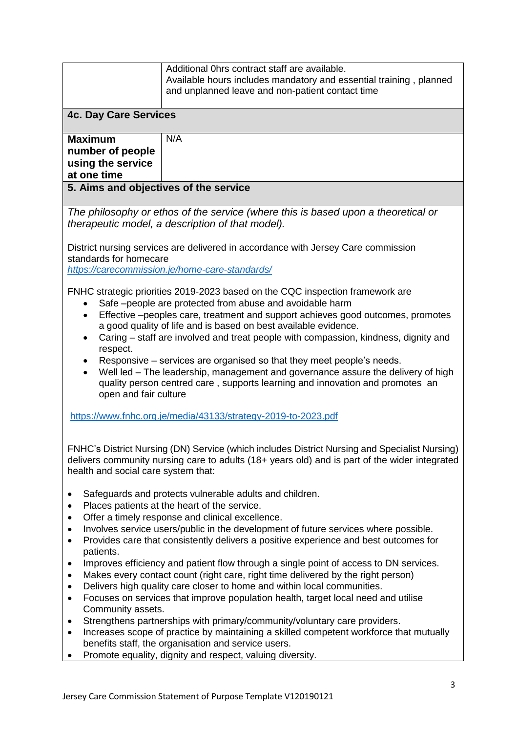| | |
|---|---|
| | Additional 0hrs contract staff are available.<br>Available hours includes mandatory and essential training , planned and unplanned leave and non-patient contact time |

### 4c. Day Care Services

| | |
|---|---|
| **Maximum number of people using the service at one time** | N/A |

### 5. Aims and objectives of the service

*The philosophy or ethos of the service (where this is based upon a theoretical or therapeutic model, a description of that model).*

District nursing services are delivered in accordance with Jersey Care commission standards for homecare
https://carecommission.je/home-care-standards/

FNHC strategic priorities 2019-2023 based on the CQC inspection framework are

- Safe –people are protected from abuse and avoidable harm
- Effective –peoples care, treatment and support achieves good outcomes, promotes a good quality of life and is based on best available evidence.
- Caring – staff are involved and treat people with compassion, kindness, dignity and respect.
- Responsive – services are organised so that they meet people's needs.
- Well led – The leadership, management and governance assure the delivery of high quality person centred care , supports learning and innovation and promotes an open and fair culture

https://www.fnhc.org.je/media/43133/strategy-2019-to-2023.pdf

FNHC's District Nursing (DN) Service (which includes District Nursing and Specialist Nursing) delivers community nursing care to adults (18+ years old) and is part of the wider integrated health and social care system that:

- Safeguards and protects vulnerable adults and children.
- Places patients at the heart of the service.
- Offer a timely response and clinical excellence.
- Involves service users/public in the development of future services where possible.
- Provides care that consistently delivers a positive experience and best outcomes for patients.
- Improves efficiency and patient flow through a single point of access to DN services.
- Makes every contact count (right care, right time delivered by the right person)
- Delivers high quality care closer to home and within local communities.
- Focuses on services that improve population health, target local need and utilise Community assets.
- Strengthens partnerships with primary/community/voluntary care providers.
- Increases scope of practice by maintaining a skilled competent workforce that mutually benefits staff, the organisation and service users.
- Promote equality, dignity and respect, valuing diversity.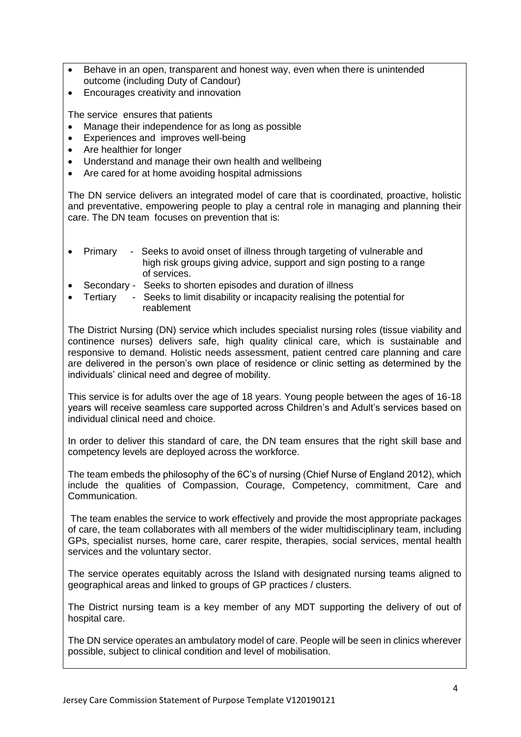- Behave in an open, transparent and honest way, even when there is unintended outcome (including Duty of Candour)
- Encourages creativity and innovation

The service ensures that patients

- Manage their independence for as long as possible
- Experiences and improves well-being
- Are healthier for longer
- Understand and manage their own health and wellbeing
- Are cared for at home avoiding hospital admissions

The DN service delivers an integrated model of care that is coordinated, proactive, holistic and preventative, empowering people to play a central role in managing and planning their care. The DN team focuses on prevention that is:

- Primary - Seeks to avoid onset of illness through targeting of vulnerable and high risk groups giving advice, support and sign posting to a range of services.
- Secondary - Seeks to shorten episodes and duration of illness
- Tertiary - Seeks to limit disability or incapacity realising the potential for reablement

The District Nursing (DN) service which includes specialist nursing roles (tissue viability and continence nurses) delivers safe, high quality clinical care, which is sustainable and responsive to demand. Holistic needs assessment, patient centred care planning and care are delivered in the person's own place of residence or clinic setting as determined by the individuals' clinical need and degree of mobility.

This service is for adults over the age of 18 years. Young people between the ages of 16-18 years will receive seamless care supported across Children's and Adult's services based on individual clinical need and choice.

In order to deliver this standard of care, the DN team ensures that the right skill base and competency levels are deployed across the workforce.

The team embeds the philosophy of the 6C's of nursing (Chief Nurse of England 2012), which include the qualities of Compassion, Courage, Competency, commitment, Care and Communication.

The team enables the service to work effectively and provide the most appropriate packages of care, the team collaborates with all members of the wider multidisciplinary team, including GPs, specialist nurses, home care, carer respite, therapies, social services, mental health services and the voluntary sector.

The service operates equitably across the Island with designated nursing teams aligned to geographical areas and linked to groups of GP practices / clusters.

The District nursing team is a key member of any MDT supporting the delivery of out of hospital care.

The DN service operates an ambulatory model of care. People will be seen in clinics wherever possible, subject to clinical condition and level of mobilisation.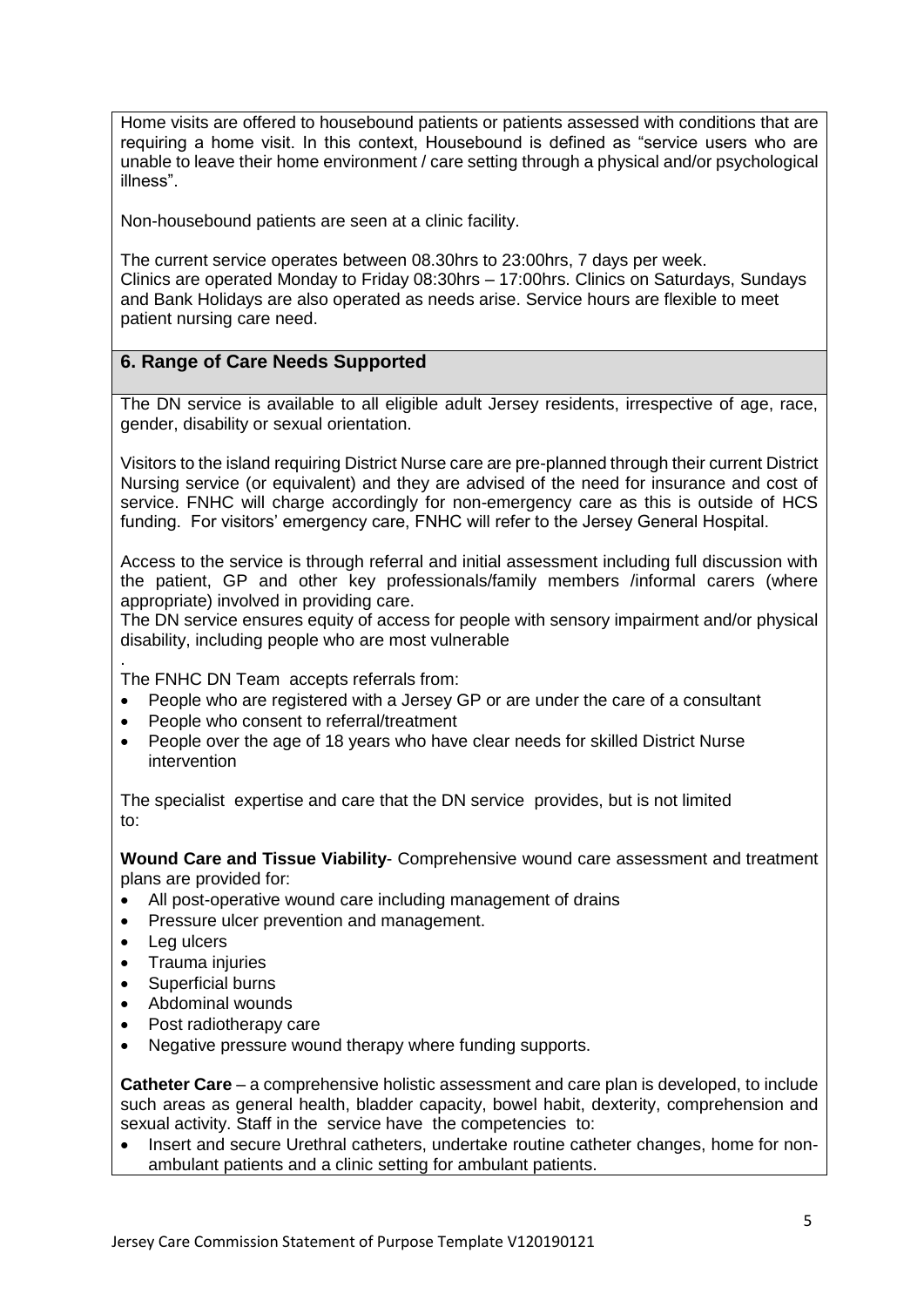Home visits are offered to housebound patients or patients assessed with conditions that are requiring a home visit. In this context, Housebound is defined as "service users who are unable to leave their home environment / care setting through a physical and/or psychological illness".

Non-housebound patients are seen at a clinic facility.

The current service operates between 08.30hrs to 23:00hrs, 7 days per week.
Clinics are operated Monday to Friday 08:30hrs – 17:00hrs. Clinics on Saturdays, Sundays and Bank Holidays are also operated as needs arise. Service hours are flexible to meet patient nursing care need.

## 6. Range of Care Needs Supported

The DN service is available to all eligible adult Jersey residents, irrespective of age, race, gender, disability or sexual orientation.

Visitors to the island requiring District Nurse care are pre-planned through their current District Nursing service (or equivalent) and they are advised of the need for insurance and cost of service. FNHC will charge accordingly for non-emergency care as this is outside of HCS funding. For visitors' emergency care, FNHC will refer to the Jersey General Hospital.

Access to the service is through referral and initial assessment including full discussion with the patient, GP and other key professionals/family members /informal carers (where appropriate) involved in providing care.
The DN service ensures equity of access for people with sensory impairment and/or physical disability, including people who are most vulnerable

The FNHC DN Team accepts referrals from:

- People who are registered with a Jersey GP or are under the care of a consultant
- People who consent to referral/treatment
- People over the age of 18 years who have clear needs for skilled District Nurse intervention

The specialist expertise and care that the DN service provides, but is not limited to:

**Wound Care and Tissue Viability**- Comprehensive wound care assessment and treatment plans are provided for:

- All post-operative wound care including management of drains
- Pressure ulcer prevention and management.
- Leg ulcers
- Trauma injuries
- Superficial burns
- Abdominal wounds
- Post radiotherapy care
- Negative pressure wound therapy where funding supports.

**Catheter Care** – a comprehensive holistic assessment and care plan is developed, to include such areas as general health, bladder capacity, bowel habit, dexterity, comprehension and sexual activity. Staff in the service have the competencies to:

- Insert and secure Urethral catheters, undertake routine catheter changes, home for non-ambulant patients and a clinic setting for ambulant patients.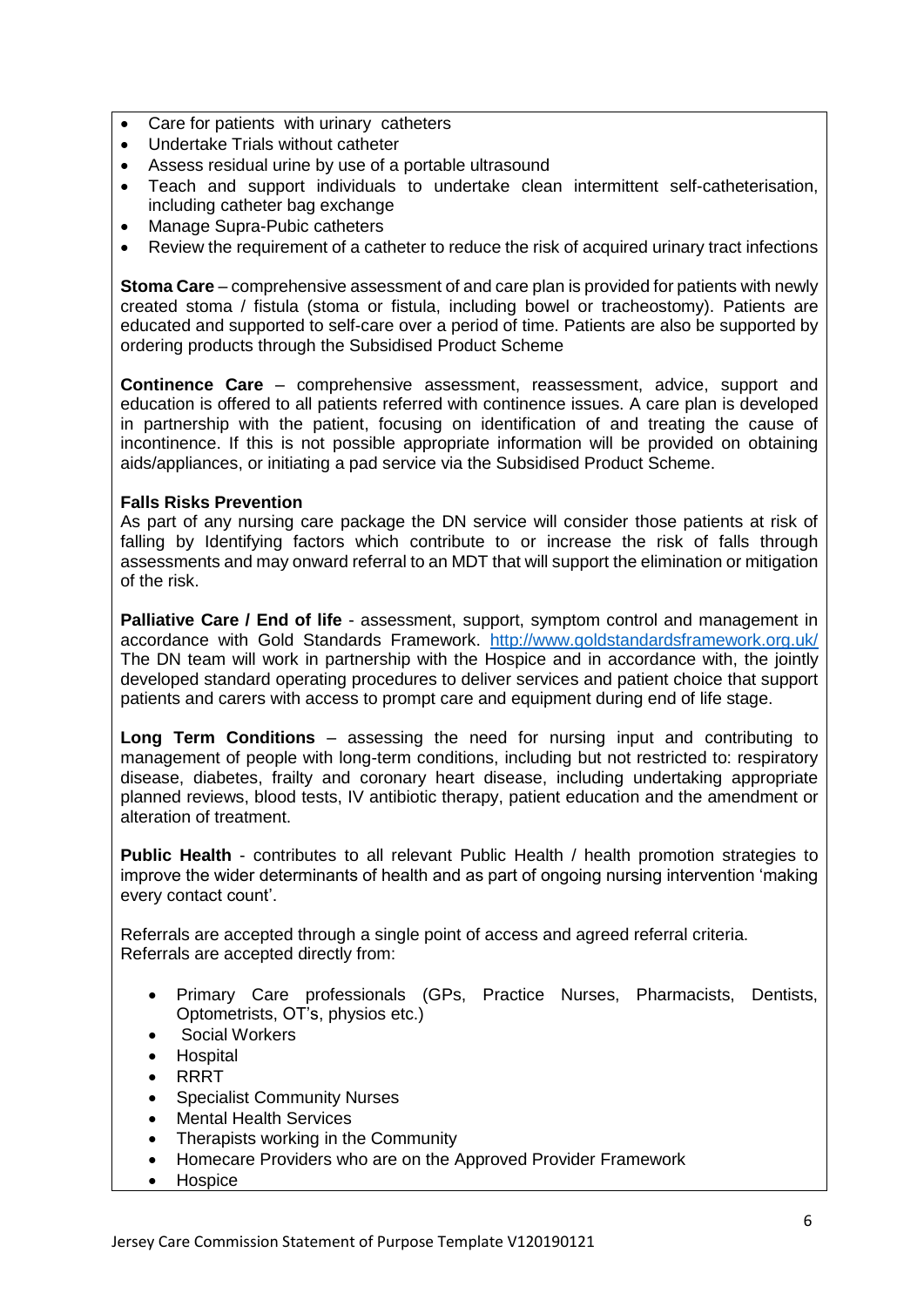- Care for patients with urinary catheters
- Undertake Trials without catheter
- Assess residual urine by use of a portable ultrasound
- Teach and support individuals to undertake clean intermittent self-catheterisation, including catheter bag exchange
- Manage Supra-Pubic catheters
- Review the requirement of a catheter to reduce the risk of acquired urinary tract infections

**Stoma Care** – comprehensive assessment of and care plan is provided for patients with newly created stoma / fistula (stoma or fistula, including bowel or tracheostomy). Patients are educated and supported to self-care over a period of time. Patients are also be supported by ordering products through the Subsidised Product Scheme

**Continence Care** – comprehensive assessment, reassessment, advice, support and education is offered to all patients referred with continence issues. A care plan is developed in partnership with the patient, focusing on identification of and treating the cause of incontinence. If this is not possible appropriate information will be provided on obtaining aids/appliances, or initiating a pad service via the Subsidised Product Scheme.

**Falls Risks Prevention**
As part of any nursing care package the DN service will consider those patients at risk of falling by Identifying factors which contribute to or increase the risk of falls through assessments and may onward referral to an MDT that will support the elimination or mitigation of the risk.

**Palliative Care / End of life** - assessment, support, symptom control and management in accordance with Gold Standards Framework. http://www.goldstandardsframework.org.uk/
The DN team will work in partnership with the Hospice and in accordance with, the jointly developed standard operating procedures to deliver services and patient choice that support patients and carers with access to prompt care and equipment during end of life stage.

**Long Term Conditions** – assessing the need for nursing input and contributing to management of people with long-term conditions, including but not restricted to: respiratory disease, diabetes, frailty and coronary heart disease, including undertaking appropriate planned reviews, blood tests, IV antibiotic therapy, patient education and the amendment or alteration of treatment.

**Public Health** - contributes to all relevant Public Health / health promotion strategies to improve the wider determinants of health and as part of ongoing nursing intervention 'making every contact count'.

Referrals are accepted through a single point of access and agreed referral criteria.
Referrals are accepted directly from:

- Primary Care professionals (GPs, Practice Nurses, Pharmacists, Dentists, Optometrists, OT's, physios etc.)
- Social Workers
- Hospital
- RRRT
- Specialist Community Nurses
- Mental Health Services
- Therapists working in the Community
- Homecare Providers who are on the Approved Provider Framework
- Hospice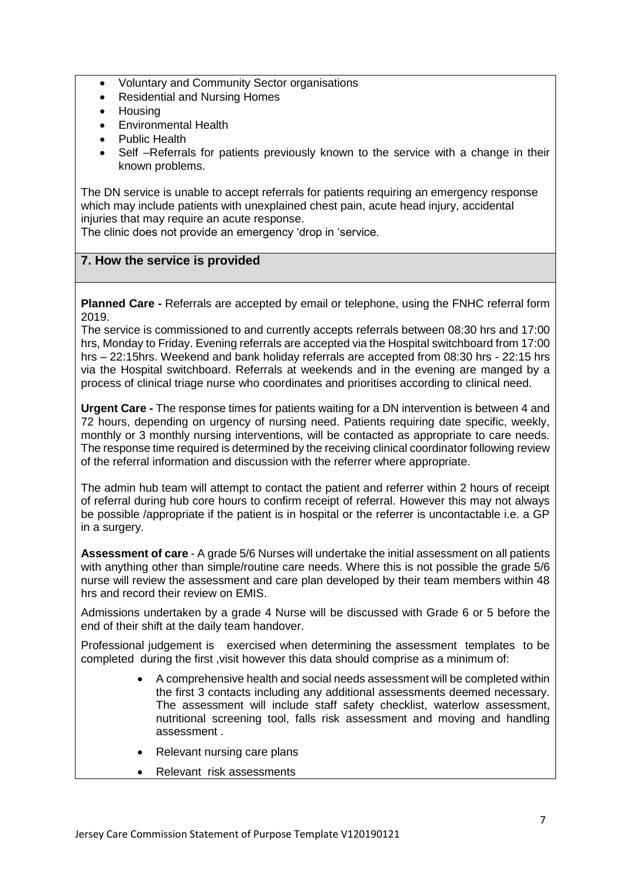- Voluntary and Community Sector organisations
- Residential and Nursing Homes
- Housing
- Environmental Health
- Public Health
- Self –Referrals for patients previously known to the service with a change in their known problems.

The DN service is unable to accept referrals for patients requiring an emergency response which may include patients with unexplained chest pain, acute head injury, accidental injuries that may require an acute response.
The clinic does not provide an emergency 'drop in 'service.

## 7. How the service is provided

**Planned Care -** Referrals are accepted by email or telephone, using the FNHC referral form 2019.
The service is commissioned to and currently accepts referrals between 08:30 hrs and 17:00 hrs, Monday to Friday. Evening referrals are accepted via the Hospital switchboard from 17:00 hrs – 22:15hrs. Weekend and bank holiday referrals are accepted from 08:30 hrs - 22:15 hrs via the Hospital switchboard. Referrals at weekends and in the evening are manged by a process of clinical triage nurse who coordinates and prioritises according to clinical need.

**Urgent Care -** The response times for patients waiting for a DN intervention is between 4 and 72 hours, depending on urgency of nursing need. Patients requiring date specific, weekly, monthly or 3 monthly nursing interventions, will be contacted as appropriate to care needs. The response time required is determined by the receiving clinical coordinator following review of the referral information and discussion with the referrer where appropriate.

The admin hub team will attempt to contact the patient and referrer within 2 hours of receipt of referral during hub core hours to confirm receipt of referral. However this may not always be possible /appropriate if the patient is in hospital or the referrer is uncontactable i.e. a GP in a surgery.

**Assessment of care** - A grade 5/6 Nurses will undertake the initial assessment on all patients with anything other than simple/routine care needs. Where this is not possible the grade 5/6 nurse will review the assessment and care plan developed by their team members within 48 hrs and record their review on EMIS.

Admissions undertaken by a grade 4 Nurse will be discussed with Grade 6 or 5 before the end of their shift at the daily team handover.

Professional judgement is exercised when determining the assessment templates to be completed during the first ,visit however this data should comprise as a minimum of:

- A comprehensive health and social needs assessment will be completed within the first 3 contacts including any additional assessments deemed necessary. The assessment will include staff safety checklist, waterlow assessment, nutritional screening tool, falls risk assessment and moving and handling assessment .
- Relevant nursing care plans
- Relevant risk assessments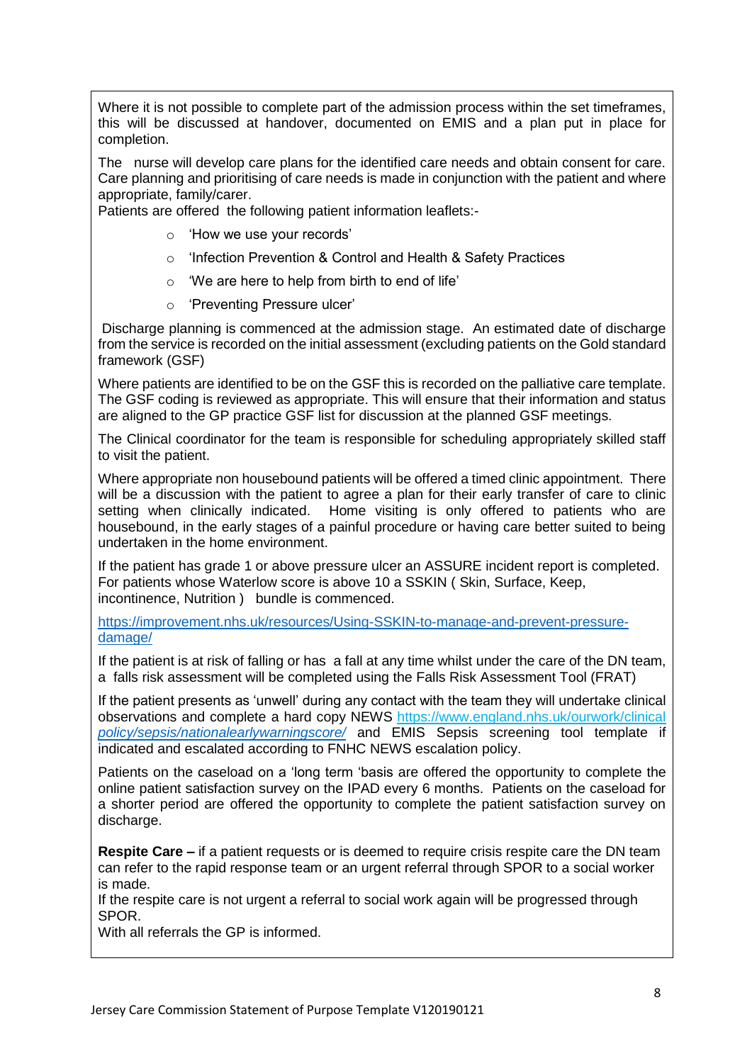Where it is not possible to complete part of the admission process within the set timeframes, this will be discussed at handover, documented on EMIS and a plan put in place for completion.

The nurse will develop care plans for the identified care needs and obtain consent for care. Care planning and prioritising of care needs is made in conjunction with the patient and where appropriate, family/carer.

Patients are offered the following patient information leaflets:-

- 'How we use your records'
- 'Infection Prevention & Control and Health & Safety Practices
- 'We are here to help from birth to end of life'
- 'Preventing Pressure ulcer'

Discharge planning is commenced at the admission stage. An estimated date of discharge from the service is recorded on the initial assessment (excluding patients on the Gold standard framework (GSF)

Where patients are identified to be on the GSF this is recorded on the palliative care template. The GSF coding is reviewed as appropriate. This will ensure that their information and status are aligned to the GP practice GSF list for discussion at the planned GSF meetings.

The Clinical coordinator for the team is responsible for scheduling appropriately skilled staff to visit the patient.

Where appropriate non housebound patients will be offered a timed clinic appointment. There will be a discussion with the patient to agree a plan for their early transfer of care to clinic setting when clinically indicated. Home visiting is only offered to patients who are housebound, in the early stages of a painful procedure or having care better suited to being undertaken in the home environment.

If the patient has grade 1 or above pressure ulcer an ASSURE incident report is completed. For patients whose Waterlow score is above 10 a SSKIN ( Skin, Surface, Keep, incontinence, Nutrition ) bundle is commenced.

https://improvement.nhs.uk/resources/Using-SSKIN-to-manage-and-prevent-pressure-damage/

If the patient is at risk of falling or has a fall at any time whilst under the care of the DN team, a falls risk assessment will be completed using the Falls Risk Assessment Tool (FRAT)

If the patient presents as 'unwell' during any contact with the team they will undertake clinical observations and complete a hard copy NEWS https://www.england.nhs.uk/ourwork/clinical policy/sepsis/nationalearlywarningscore/ and EMIS Sepsis screening tool template if indicated and escalated according to FNHC NEWS escalation policy.

Patients on the caseload on a 'long term 'basis are offered the opportunity to complete the online patient satisfaction survey on the IPAD every 6 months. Patients on the caseload for a shorter period are offered the opportunity to complete the patient satisfaction survey on discharge.

**Respite Care –** if a patient requests or is deemed to require crisis respite care the DN team can refer to the rapid response team or an urgent referral through SPOR to a social worker is made.

If the respite care is not urgent a referral to social work again will be progressed through SPOR.

With all referrals the GP is informed.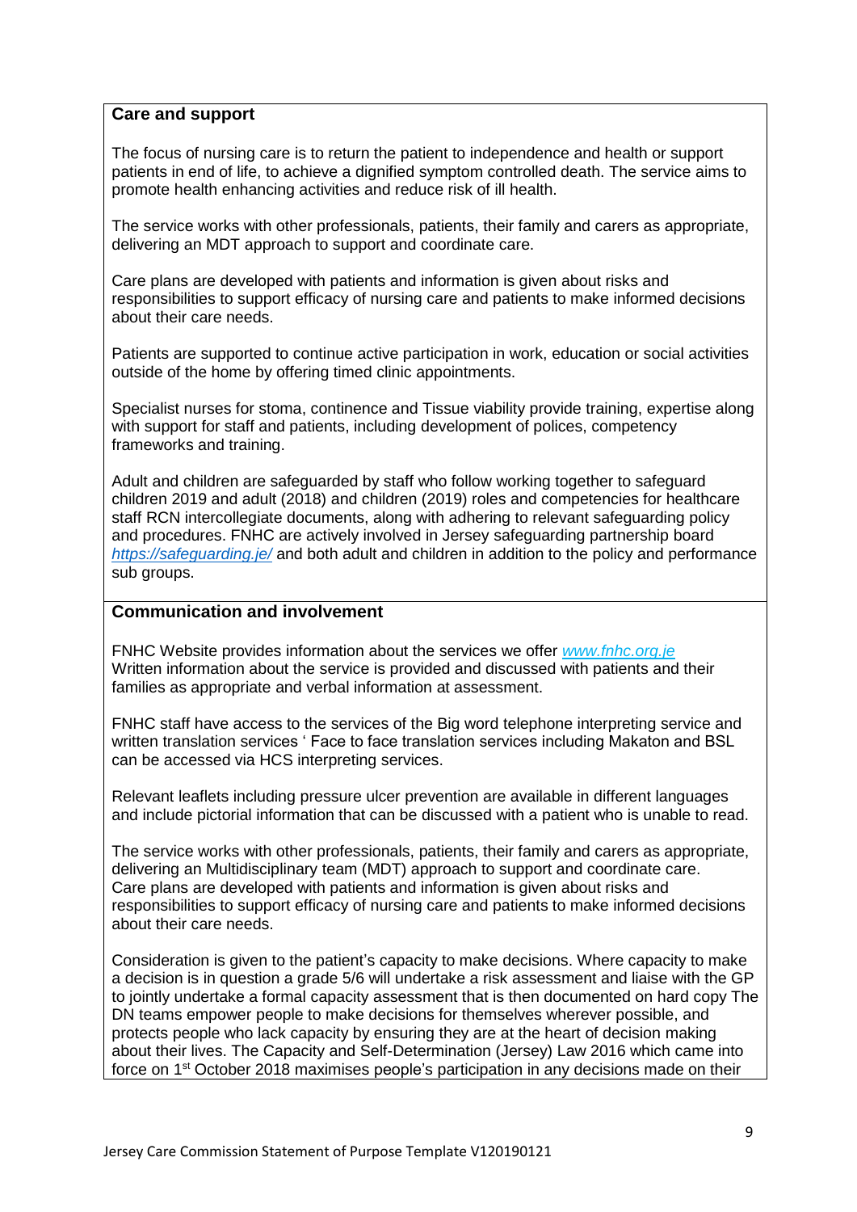**Care and support**

The focus of nursing care is to return the patient to independence and health or support patients in end of life, to achieve a dignified symptom controlled death. The service aims to promote health enhancing activities and reduce risk of ill health.

The service works with other professionals, patients, their family and carers as appropriate, delivering an MDT approach to support and coordinate care.

Care plans are developed with patients and information is given about risks and responsibilities to support efficacy of nursing care and patients to make informed decisions about their care needs.

Patients are supported to continue active participation in work, education or social activities outside of the home by offering timed clinic appointments.

Specialist nurses for stoma, continence and Tissue viability provide training, expertise along with support for staff and patients, including development of polices, competency frameworks and training.

Adult and children are safeguarded by staff who follow working together to safeguard children 2019 and adult (2018) and children (2019) roles and competencies for healthcare staff RCN intercollegiate documents, along with adhering to relevant safeguarding policy and procedures. FNHC are actively involved in Jersey safeguarding partnership board *https://safeguarding.je/* and both adult and children in addition to the policy and performance sub groups.

**Communication and involvement**

FNHC Website provides information about the services we offer *www.fnhc.org.je*
Written information about the service is provided and discussed with patients and their families as appropriate and verbal information at assessment.

FNHC staff have access to the services of the Big word telephone interpreting service and written translation services ' Face to face translation services including Makaton and BSL can be accessed via HCS interpreting services.

Relevant leaflets including pressure ulcer prevention are available in different languages and include pictorial information that can be discussed with a patient who is unable to read.

The service works with other professionals, patients, their family and carers as appropriate, delivering an Multidisciplinary team (MDT) approach to support and coordinate care.
Care plans are developed with patients and information is given about risks and responsibilities to support efficacy of nursing care and patients to make informed decisions about their care needs.

Consideration is given to the patient's capacity to make decisions. Where capacity to make a decision is in question a grade 5/6 will undertake a risk assessment and liaise with the GP to jointly undertake a formal capacity assessment that is then documented on hard copy The DN teams empower people to make decisions for themselves wherever possible, and protects people who lack capacity by ensuring they are at the heart of decision making about their lives. The Capacity and Self-Determination (Jersey) Law 2016 which came into force on 1st October 2018 maximises people's participation in any decisions made on their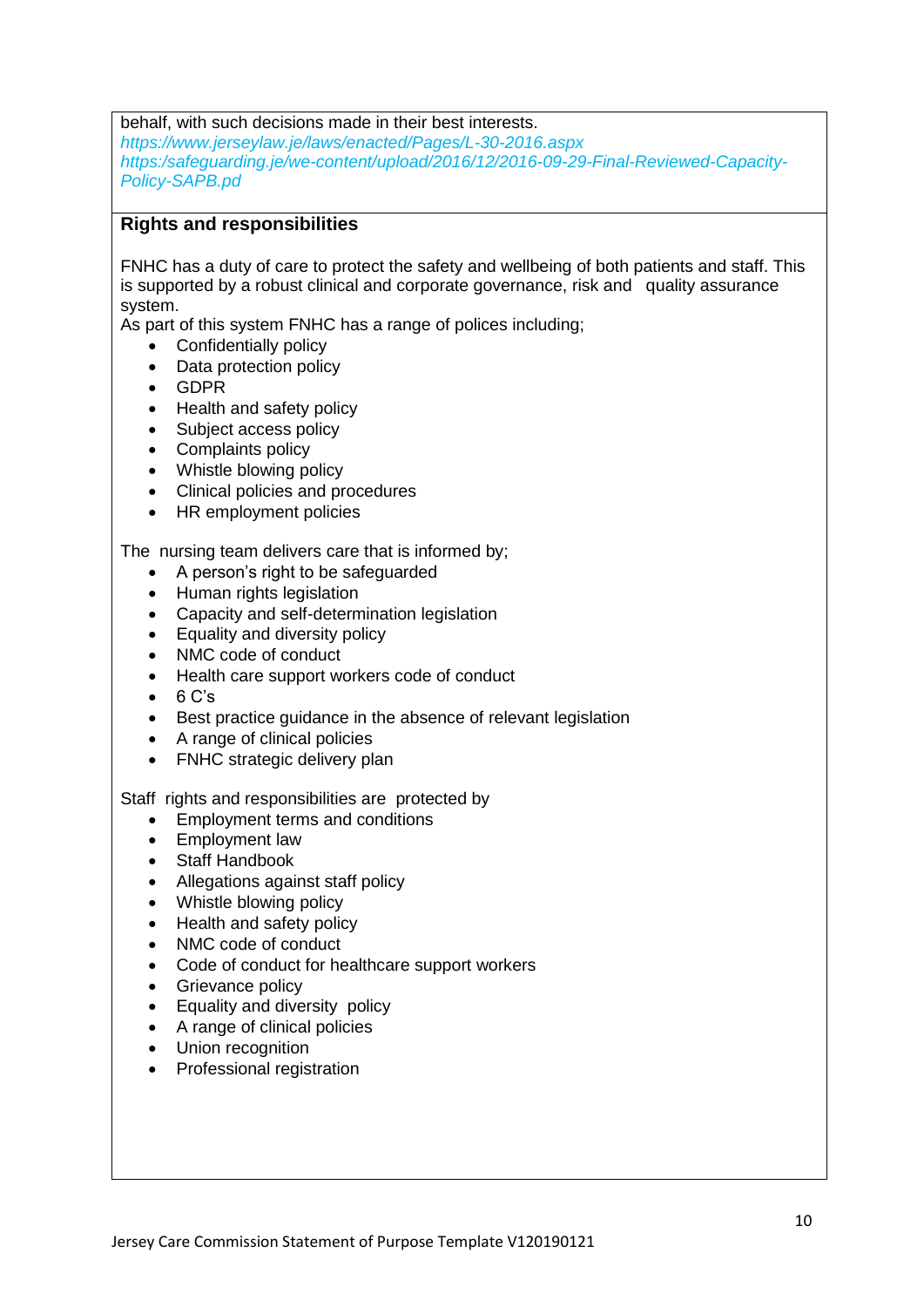behalf, with such decisions made in their best interests.
*https://www.jerseylaw.je/laws/enacted/Pages/L-30-2016.aspx*
*https:/safeguarding.je/we-content/upload/2016/12/2016-09-29-Final-Reviewed-Capacity-Policy-SAPB.pd*

**Rights and responsibilities**

FNHC has a duty of care to protect the safety and wellbeing of both patients and staff. This is supported by a robust clinical and corporate governance, risk and quality assurance system.
As part of this system FNHC has a range of polices including;

- Confidentially policy
- Data protection policy
- GDPR
- Health and safety policy
- Subject access policy
- Complaints policy
- Whistle blowing policy
- Clinical policies and procedures
- HR employment policies

The nursing team delivers care that is informed by;

- A person's right to be safeguarded
- Human rights legislation
- Capacity and self-determination legislation
- Equality and diversity policy
- NMC code of conduct
- Health care support workers code of conduct
- 6 C's
- Best practice guidance in the absence of relevant legislation
- A range of clinical policies
- FNHC strategic delivery plan

Staff rights and responsibilities are protected by

- Employment terms and conditions
- Employment law
- Staff Handbook
- Allegations against staff policy
- Whistle blowing policy
- Health and safety policy
- NMC code of conduct
- Code of conduct for healthcare support workers
- Grievance policy
- Equality and diversity policy
- A range of clinical policies
- Union recognition
- Professional registration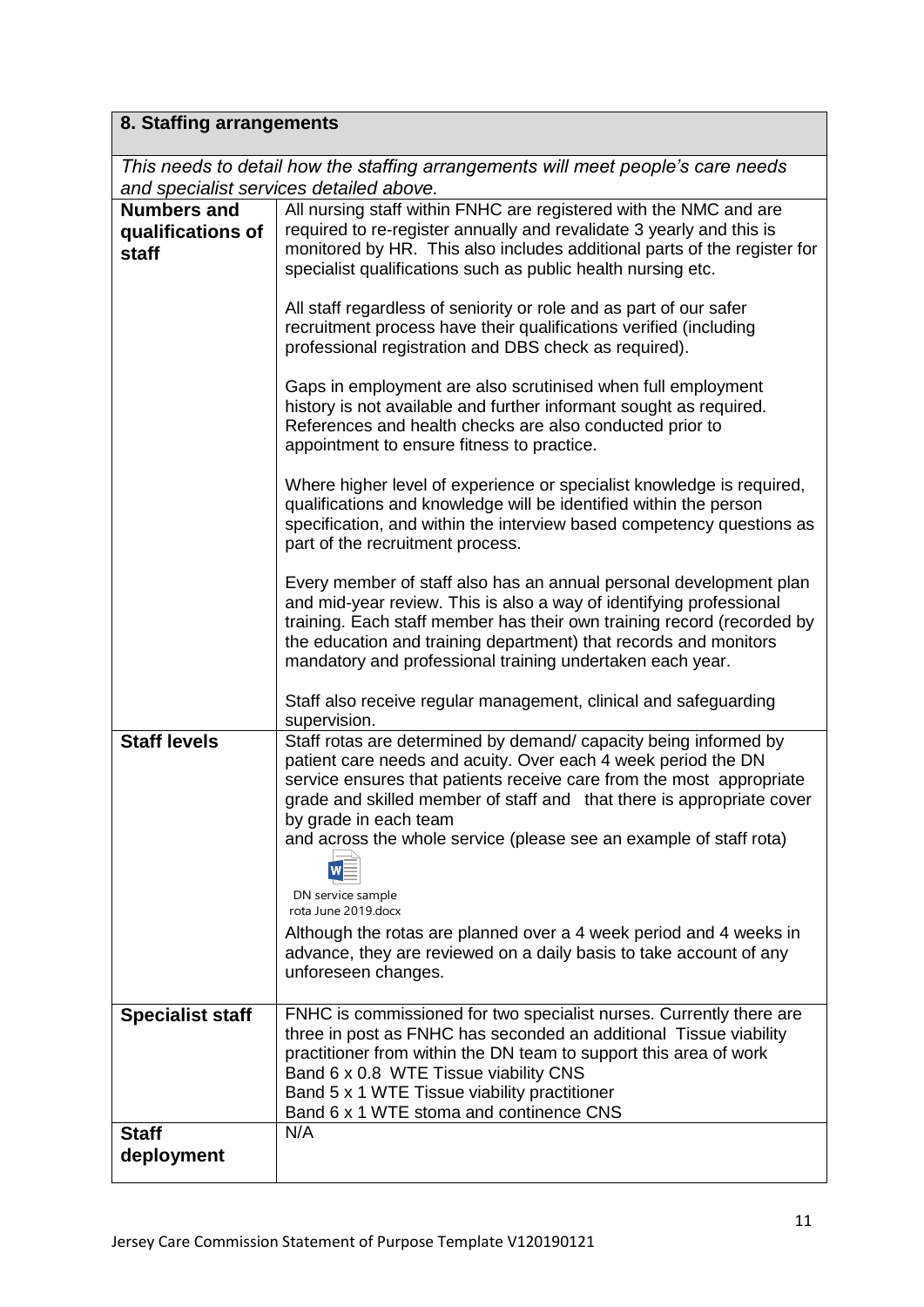## 8. Staffing arrangements

*This needs to detail how the staffing arrangements will meet people's care needs and specialist services detailed above.*

| | |
|---|---|
| **Numbers and qualifications of staff** | All nursing staff within FNHC are registered with the NMC and are required to re-register annually and revalidate 3 yearly and this is monitored by HR. This also includes additional parts of the register for specialist qualifications such as public health nursing etc.<br><br>All staff regardless of seniority or role and as part of our safer recruitment process have their qualifications verified (including professional registration and DBS check as required).<br><br>Gaps in employment are also scrutinised when full employment history is not available and further informant sought as required. References and health checks are also conducted prior to appointment to ensure fitness to practice.<br><br>Where higher level of experience or specialist knowledge is required, qualifications and knowledge will be identified within the person specification, and within the interview based competency questions as part of the recruitment process.<br><br>Every member of staff also has an annual personal development plan and mid-year review. This is also a way of identifying professional training. Each staff member has their own training record (recorded by the education and training department) that records and monitors mandatory and professional training undertaken each year.<br><br>Staff also receive regular management, clinical and safeguarding supervision. |
| **Staff levels** | Staff rotas are determined by demand/ capacity being informed by patient care needs and acuity. Over each 4 week period the DN service ensures that patients receive care from the most appropriate grade and skilled member of staff and that there is appropriate cover by grade in each team and across the whole service (please see an example of staff rota)<br><br>DN service sample rota June 2019.docx<br><br>Although the rotas are planned over a 4 week period and 4 weeks in advance, they are reviewed on a daily basis to take account of any unforeseen changes. |
| **Specialist staff** | FNHC is commissioned for two specialist nurses. Currently there are three in post as FNHC has seconded an additional Tissue viability practitioner from within the DN team to support this area of work<br>Band 6 x 0.8 WTE Tissue viability CNS<br>Band 5 x 1 WTE Tissue viability practitioner<br>Band 6 x 1 WTE stoma and continence CNS |
| **Staff deployment** | N/A |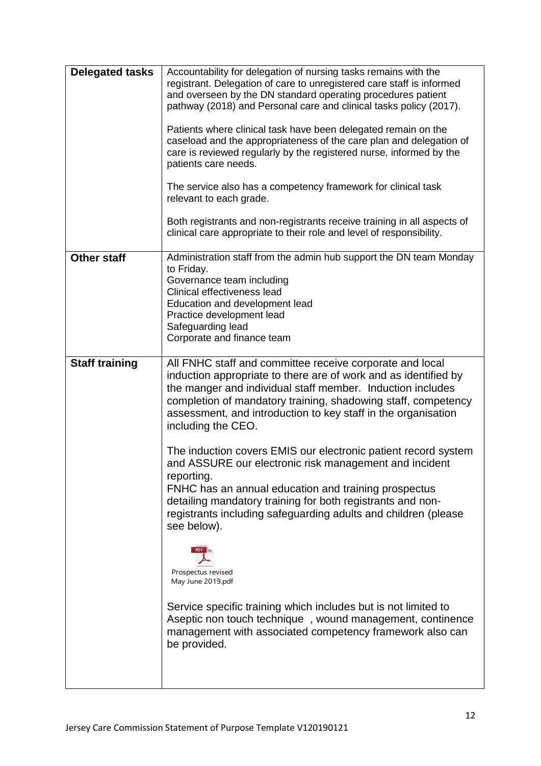| | |
|---|---|
| **Delegated tasks** | Accountability for delegation of nursing tasks remains with the registrant. Delegation of care to unregistered care staff is informed and overseen by the DN standard operating procedures patient pathway (2018) and Personal care and clinical tasks policy (2017).<br><br>Patients where clinical task have been delegated remain on the caseload and the appropriateness of the care plan and delegation of care is reviewed regularly by the registered nurse, informed by the patients care needs.<br><br>The service also has a competency framework for clinical task relevant to each grade.<br><br>Both registrants and non-registrants receive training in all aspects of clinical care appropriate to their role and level of responsibility. |
| **Other staff** | Administration staff from the admin hub support the DN team Monday to Friday.<br>Governance team including<br>Clinical effectiveness lead<br>Education and development lead<br>Practice development lead<br>Safeguarding lead<br>Corporate and finance team |
| **Staff training** | All FNHC staff and committee receive corporate and local induction appropriate to there are of work and as identified by the manger and individual staff member. Induction includes completion of mandatory training, shadowing staff, competency assessment, and introduction to key staff in the organisation including the CEO.<br><br>The induction covers EMIS our electronic patient record system and ASSURE our electronic risk management and incident reporting.<br>FNHC has an annual education and training prospectus detailing mandatory training for both registrants and non-registrants including safeguarding adults and children (please see below).<br><br>Prospectus revised May June 2019.pdf<br><br>Service specific training which includes but is not limited to Aseptic non touch technique , wound management, continence management with associated competency framework also can be provided. |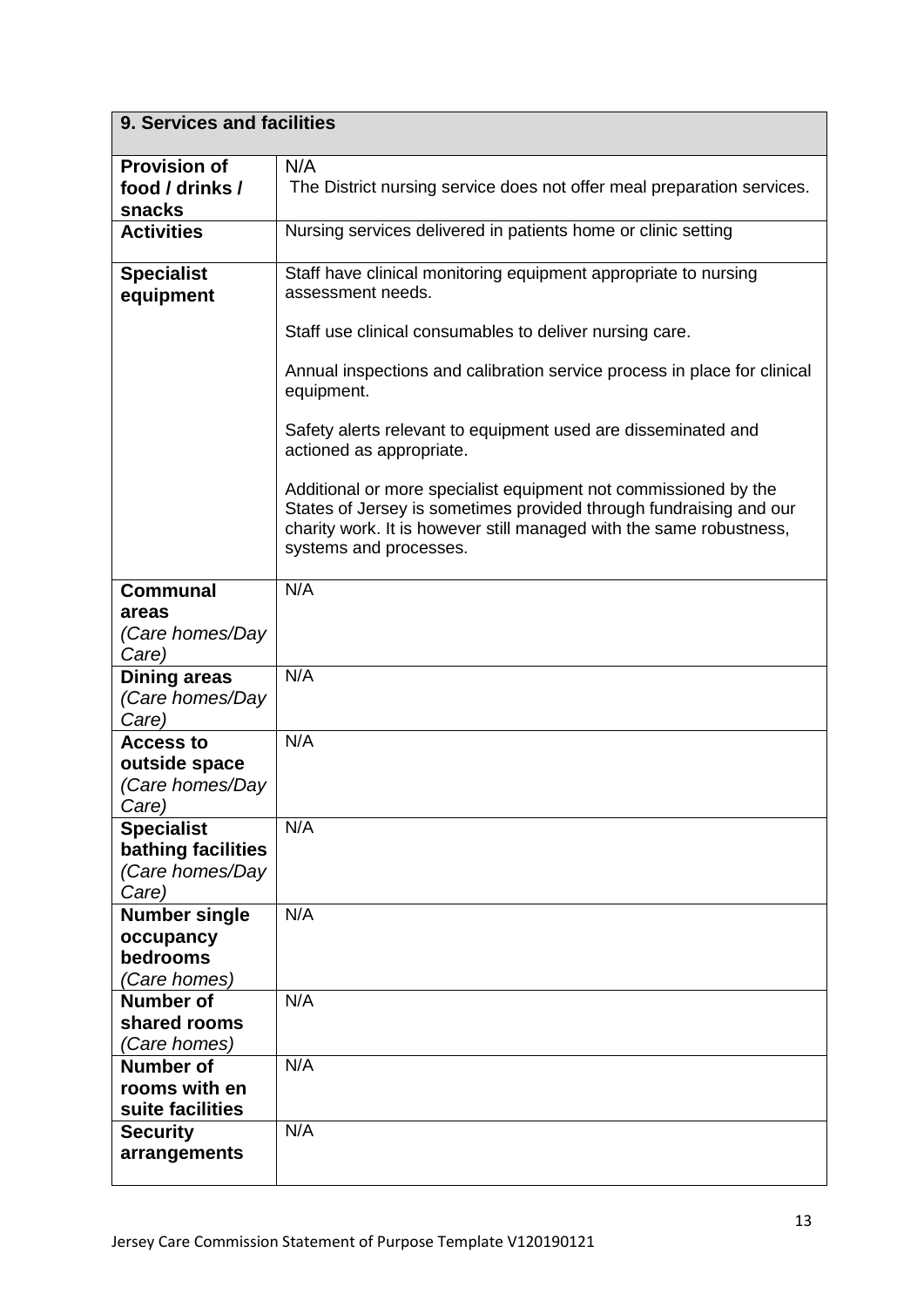| **9. Services and facilities** | |
|---|---|
| **Provision of food / drinks / snacks** | N/A<br>The District nursing service does not offer meal preparation services. |
| **Activities** | Nursing services delivered in patients home or clinic setting |
| **Specialist equipment** | Staff have clinical monitoring equipment appropriate to nursing assessment needs.<br><br>Staff use clinical consumables to deliver nursing care.<br><br>Annual inspections and calibration service process in place for clinical equipment.<br><br>Safety alerts relevant to equipment used are disseminated and actioned as appropriate.<br><br>Additional or more specialist equipment not commissioned by the States of Jersey is sometimes provided through fundraising and our charity work. It is however still managed with the same robustness, systems and processes. |
| **Communal areas** *(Care homes/Day Care)* | N/A |
| **Dining areas** *(Care homes/Day Care)* | N/A |
| **Access to outside space** *(Care homes/Day Care)* | N/A |
| **Specialist bathing facilities** *(Care homes/Day Care)* | N/A |
| **Number single occupancy bedrooms** *(Care homes)* | N/A |
| **Number of shared rooms** *(Care homes)* | N/A |
| **Number of rooms with en suite facilities** | N/A |
| **Security arrangements** | N/A |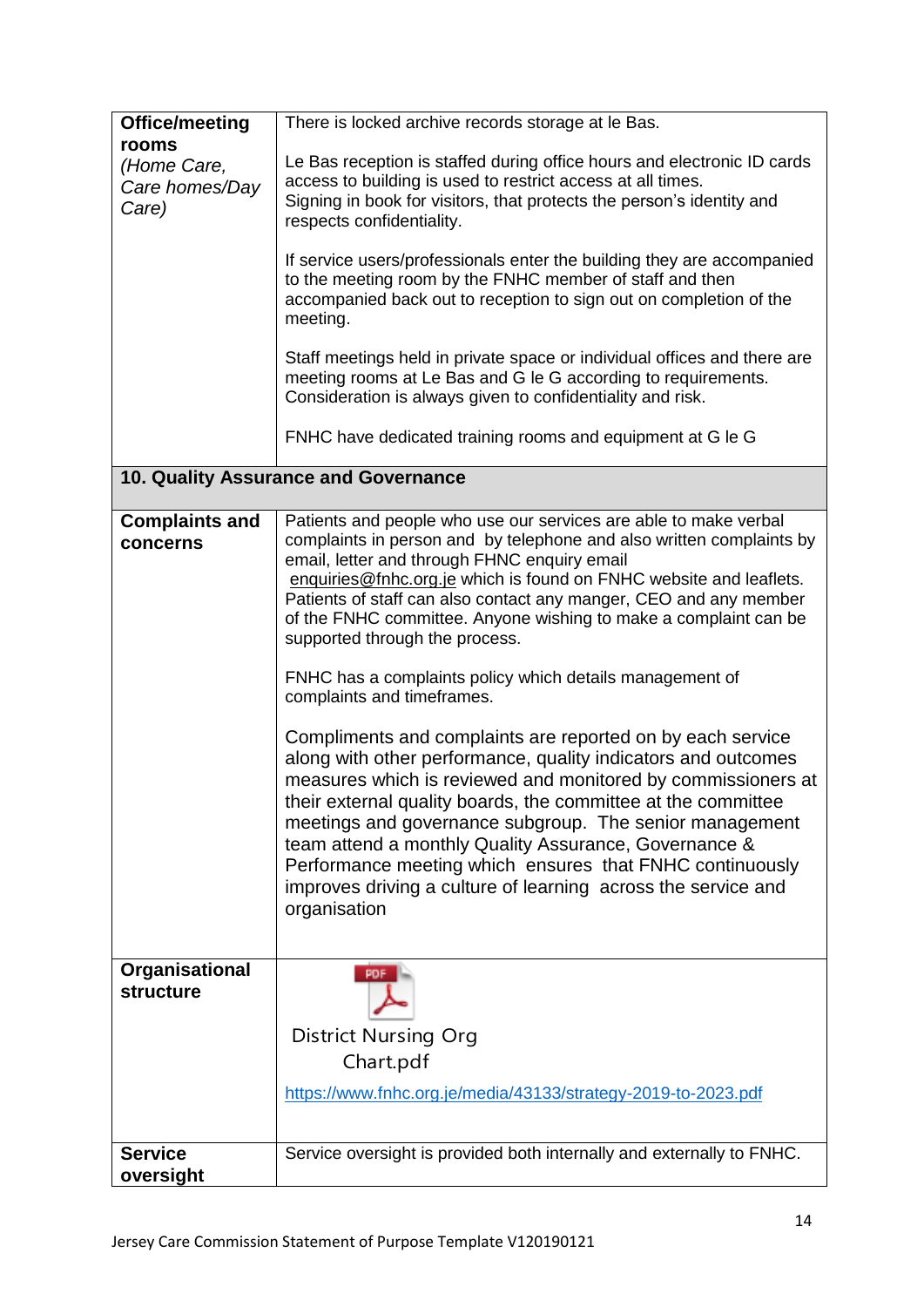| | |
|---|---|
| **Office/meeting rooms** *(Home Care, Care homes/Day Care)* | There is locked archive records storage at le Bas.<br><br>Le Bas reception is staffed during office hours and electronic ID cards access to building is used to restrict access at all times.<br>Signing in book for visitors, that protects the person's identity and respects confidentiality.<br><br>If service users/professionals enter the building they are accompanied to the meeting room by the FNHC member of staff and then accompanied back out to reception to sign out on completion of the meeting.<br><br>Staff meetings held in private space or individual offices and there are meeting rooms at Le Bas and G le G according to requirements. Consideration is always given to confidentiality and risk.<br><br>FNHC have dedicated training rooms and equipment at G le G |
| **10. Quality Assurance and Governance** | |
| **Complaints and concerns** | Patients and people who use our services are able to make verbal complaints in person and by telephone and also written complaints by email, letter and through FNHC enquiry email enquiries@fnhc.org.je which is found on FNHC website and leaflets. Patients of staff can also contact any manger, CEO and any member of the FNHC committee. Anyone wishing to make a complaint can be supported through the process.<br><br>FNHC has a complaints policy which details management of complaints and timeframes.<br><br>Compliments and complaints are reported on by each service along with other performance, quality indicators and outcomes measures which is reviewed and monitored by commissioners at their external quality boards, the committee at the committee meetings and governance subgroup. The senior management team attend a monthly Quality Assurance, Governance & Performance meeting which ensures that FNHC continuously improves driving a culture of learning across the service and organisation |
| **Organisational structure** | District Nursing Org Chart.pdf<br><br>https://www.fnhc.org.je/media/43133/strategy-2019-to-2023.pdf |
| **Service oversight** | Service oversight is provided both internally and externally to FNHC. |

Jersey Care Commission Statement of Purpose Template V120190121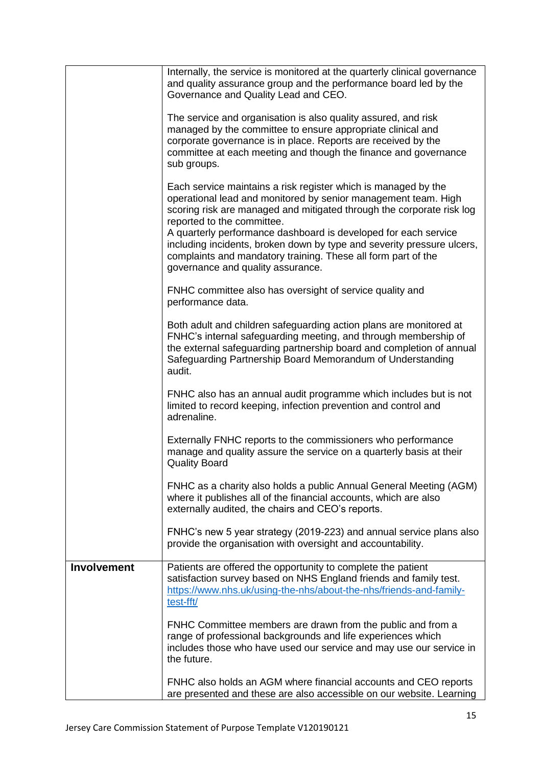| | |
|---|---|
| | Internally, the service is monitored at the quarterly clinical governance and quality assurance group and the performance board led by the Governance and Quality Lead and CEO.<br><br>The service and organisation is also quality assured, and risk managed by the committee to ensure appropriate clinical and corporate governance is in place. Reports are received by the committee at each meeting and though the finance and governance sub groups.<br><br>Each service maintains a risk register which is managed by the operational lead and monitored by senior management team. High scoring risk are managed and mitigated through the corporate risk log reported to the committee.<br>A quarterly performance dashboard is developed for each service including incidents, broken down by type and severity pressure ulcers, complaints and mandatory training. These all form part of the governance and quality assurance.<br><br>FNHC committee also has oversight of service quality and performance data.<br><br>Both adult and children safeguarding action plans are monitored at FNHC's internal safeguarding meeting, and through membership of the external safeguarding partnership board and completion of annual Safeguarding Partnership Board Memorandum of Understanding audit.<br><br>FNHC also has an annual audit programme which includes but is not limited to record keeping, infection prevention and control and adrenaline.<br><br>Externally FNHC reports to the commissioners who performance manage and quality assure the service on a quarterly basis at their Quality Board<br><br>FNHC as a charity also holds a public Annual General Meeting (AGM) where it publishes all of the financial accounts, which are also externally audited, the chairs and CEO's reports.<br><br>FNHC's new 5 year strategy (2019-223) and annual service plans also provide the organisation with oversight and accountability. |
| **Involvement** | Patients are offered the opportunity to complete the patient satisfaction survey based on NHS England friends and family test. [https://www.nhs.uk/using-the-nhs/about-the-nhs/friends-and-family-test-fft/](https://www.nhs.uk/using-the-nhs/about-the-nhs/friends-and-family-test-fft/)<br><br>FNHC Committee members are drawn from the public and from a range of professional backgrounds and life experiences which includes those who have used our service and may use our service in the future.<br><br>FNHC also holds an AGM where financial accounts and CEO reports are presented and these are also accessible on our website. Learning |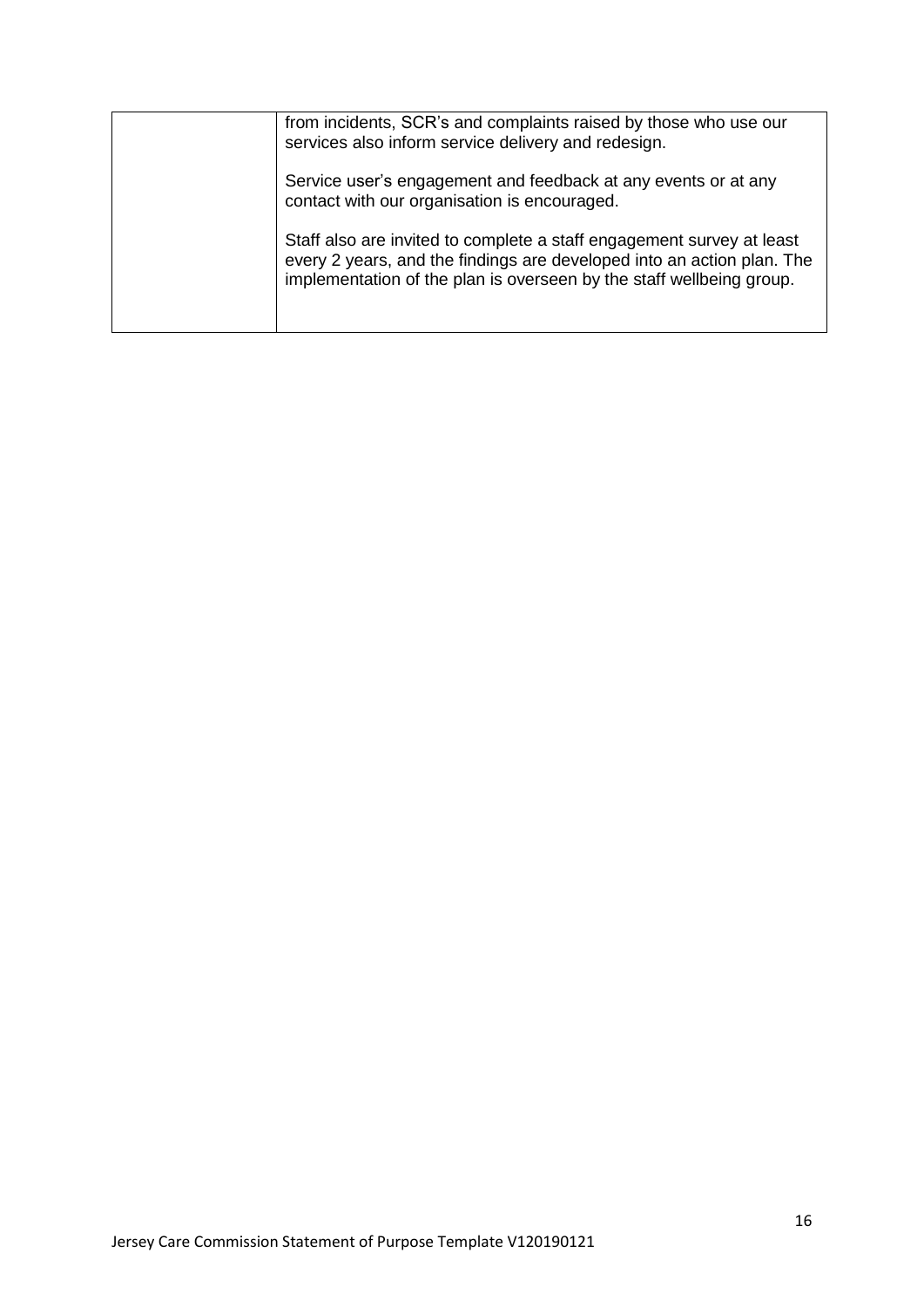| | |
|---|---|
| | from incidents, SCR's and complaints raised by those who use our services also inform service delivery and redesign.<br><br>Service user's engagement and feedback at any events or at any contact with our organisation is encouraged.<br><br>Staff also are invited to complete a staff engagement survey at least every 2 years, and the findings are developed into an action plan. The implementation of the plan is overseen by the staff wellbeing group. |